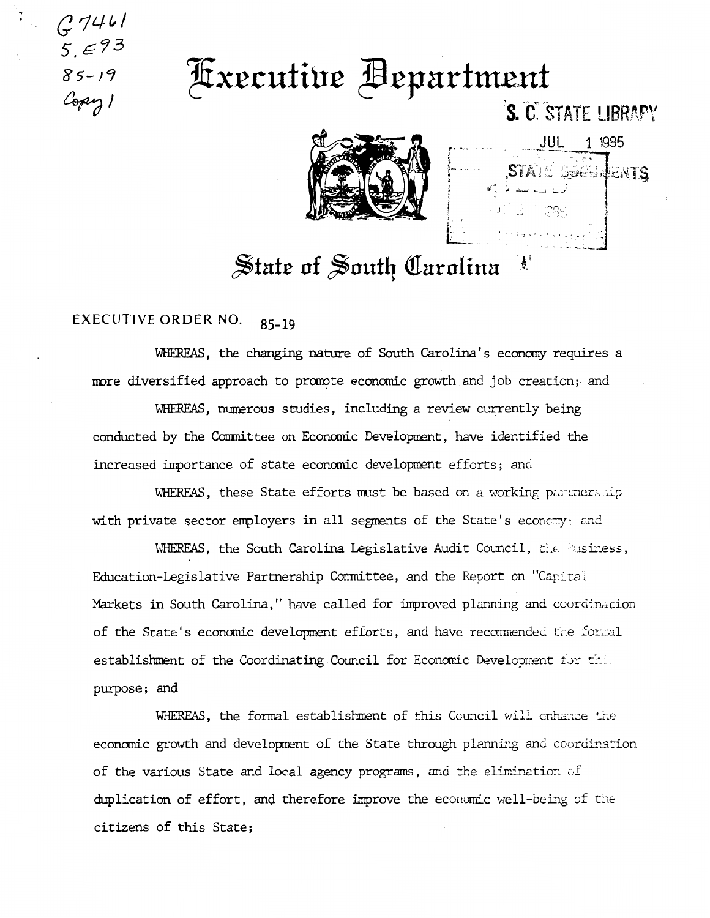G7461
5.E93
85-19
Copy 1

# Executive Department

S. C. STATE LIBRARY

JUL 1 1985

STATE DOCUMENTS

# State of South Carolina

EXECUTIVE ORDER NO. 85-19

WHEREAS, the changing nature of South Carolina's economy requires a more diversified approach to promote economic growth and job creation; and

WHEREAS, numerous studies, including a review currently being conducted by the Committee on Economic Development, have identified the increased importance of state economic development efforts; and

WHEREAS, these State efforts must be based on a working partnership with private sector employers in all segments of the State's economy; and

WHEREAS, the South Carolina Legislative Audit Council, the Business, Education-Legislative Partnership Committee, and the Report on "Capital Markets in South Carolina," have called for improved planning and coordination of the State's economic development efforts, and have recommended the formal establishment of the Coordinating Council for Economic Development for this purpose; and

WHEREAS, the formal establishment of this Council will enhance the economic growth and development of the State through planning and coordination of the various State and local agency programs, and the elimination of duplication of effort, and therefore improve the economic well-being of the citizens of this State;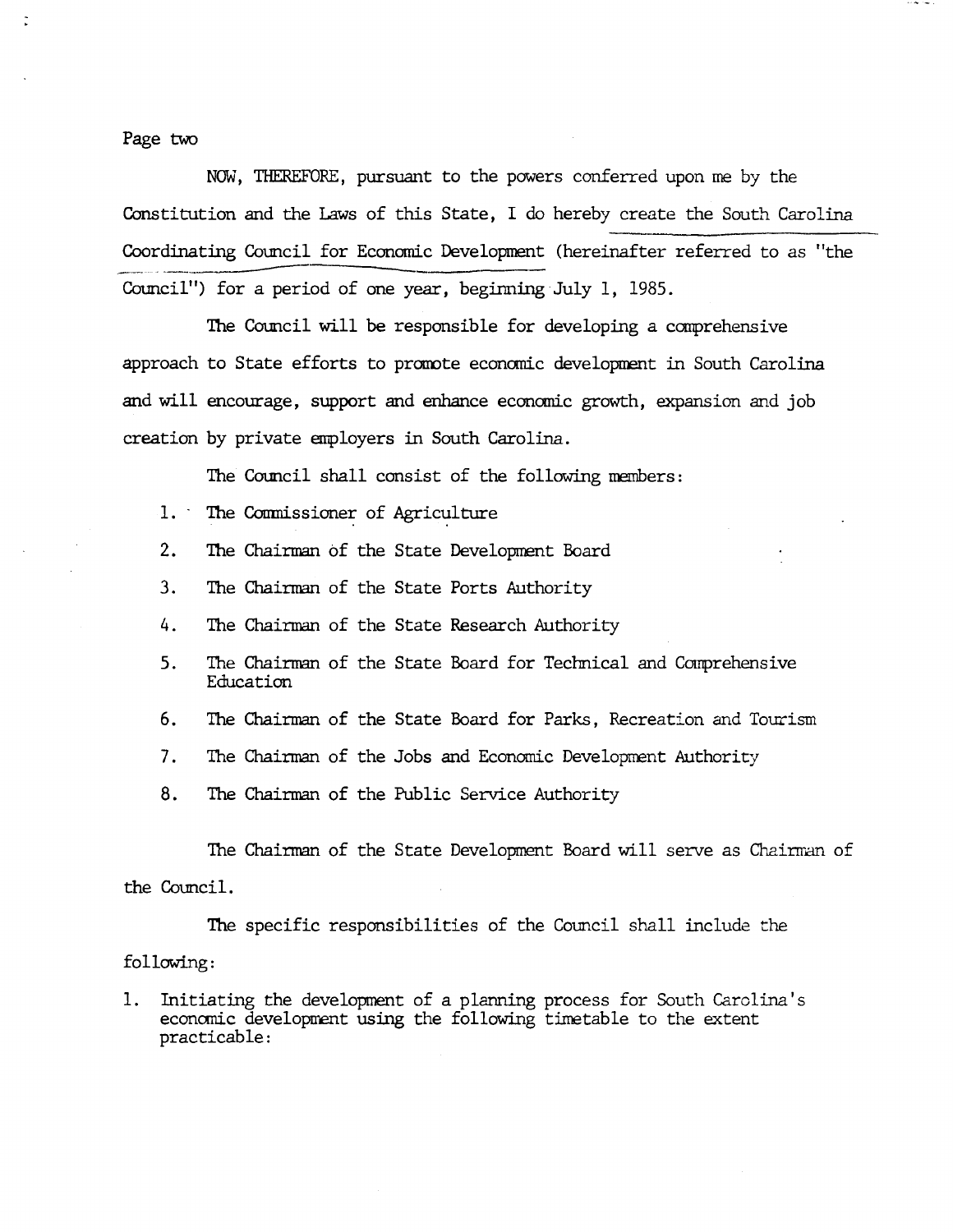NOW, THEREFORE, pursuant to the powers conferred upon me by the Constitution and the Laws of this State, I do hereby create the South Carolina Coordinating Council for Economic Development (hereinafter referred to as "the Council") for a period of one year, beginning July 1, 1985.

The Council will be responsible for developing a comprehensive approach to State efforts to promote economic development in South Carolina and will encourage, support and enhance economic growth, expansion and job creation by private employers in South Carolina.

The Council shall consist of the following members:

1. The Commissioner of Agriculture
2. The Chairman of the State Development Board
3. The Chairman of the State Ports Authority
4. The Chairman of the State Research Authority
5. The Chairman of the State Board for Technical and Comprehensive Education
6. The Chairman of the State Board for Parks, Recreation and Tourism
7. The Chairman of the Jobs and Economic Development Authority
8. The Chairman of the Public Service Authority

The Chairman of the State Development Board will serve as Chairman of the Council.

The specific responsibilities of the Council shall include the following:

1. Initiating the development of a planning process for South Carolina's economic development using the following timetable to the extent practicable: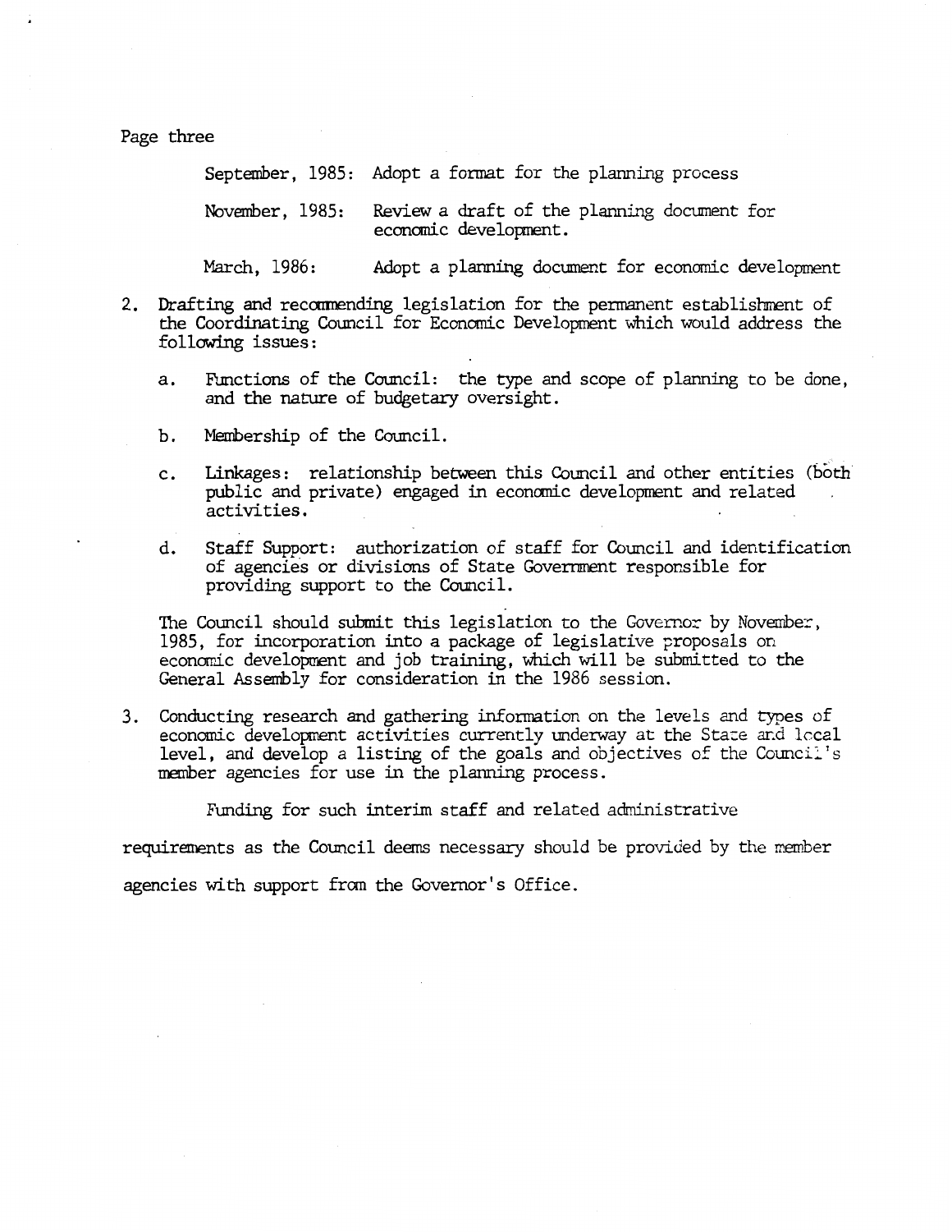Page three

September, 1985: Adopt a format for the planning process

November, 1985: Review a draft of the planning document for economic development.

March, 1986: Adopt a planning document for economic development

2. Drafting and recommending legislation for the permanent establishment of the Coordinating Council for Economic Development which would address the following issues:

   a. Functions of the Council: the type and scope of planning to be done, and the nature of budgetary oversight.

   b. Membership of the Council.

   c. Linkages: relationship between this Council and other entities (both public and private) engaged in economic development and related activities.

   d. Staff Support: authorization of staff for Council and identification of agencies or divisions of State Government responsible for providing support to the Council.

   The Council should submit this legislation to the Governor by November, 1985, for incorporation into a package of legislative proposals on economic development and job training, which will be submitted to the General Assembly for consideration in the 1986 session.

3. Conducting research and gathering information on the levels and types of economic development activities currently underway at the State and local level, and develop a listing of the goals and objectives of the Council's member agencies for use in the planning process.

Funding for such interim staff and related administrative requirements as the Council deems necessary should be provided by the member agencies with support from the Governor's Office.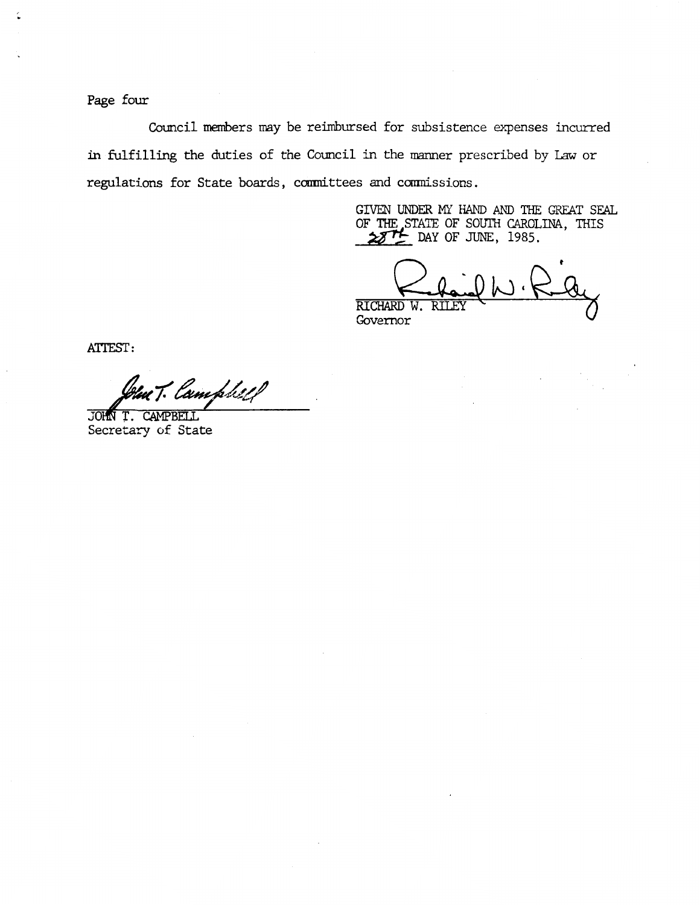Council members may be reimbursed for subsistence expenses incurred in fulfilling the duties of the Council in the manner prescribed by Law or regulations for State boards, committees and commissions.

GIVEN UNDER MY HAND AND THE GREAT SEAL OF THE STATE OF SOUTH CAROLINA, THIS 28th DAY OF JUNE, 1985.

RICHARD W. RILEY
Governor

ATTEST:

JOHN T. CAMPBELL
Secretary of State